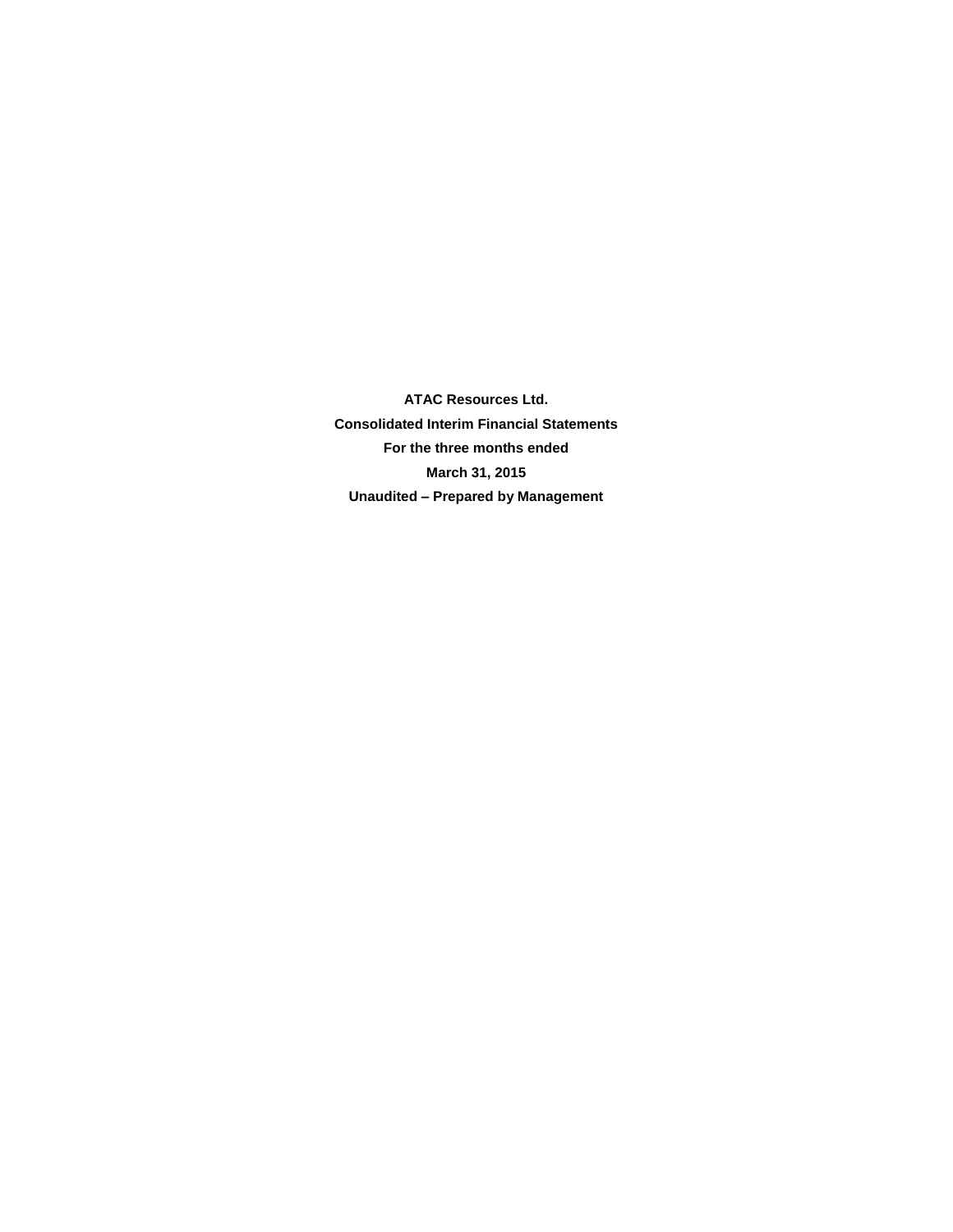**ATAC Resources Ltd.**

**Consolidated Interim Financial Statements**

**For the three months ended**

**March 31, 2015**

**Unaudited – Prepared by Management**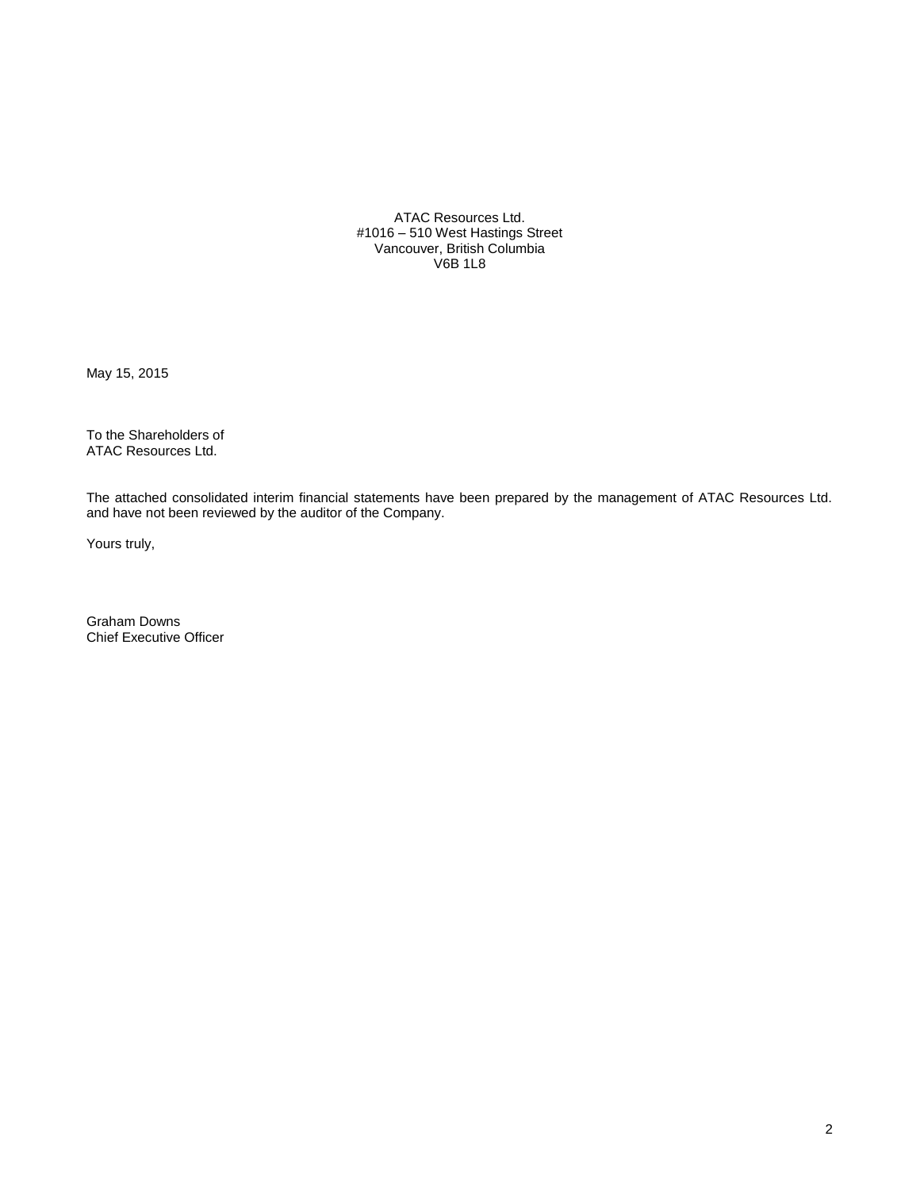ATAC Resources Ltd.
#1016 – 510 West Hastings Street
Vancouver, British Columbia
V6B 1L8

May 15, 2015

To the Shareholders of
ATAC Resources Ltd.

The attached consolidated interim financial statements have been prepared by the management of ATAC Resources Ltd. and have not been reviewed by the auditor of the Company.

Yours truly,

Graham Downs
Chief Executive Officer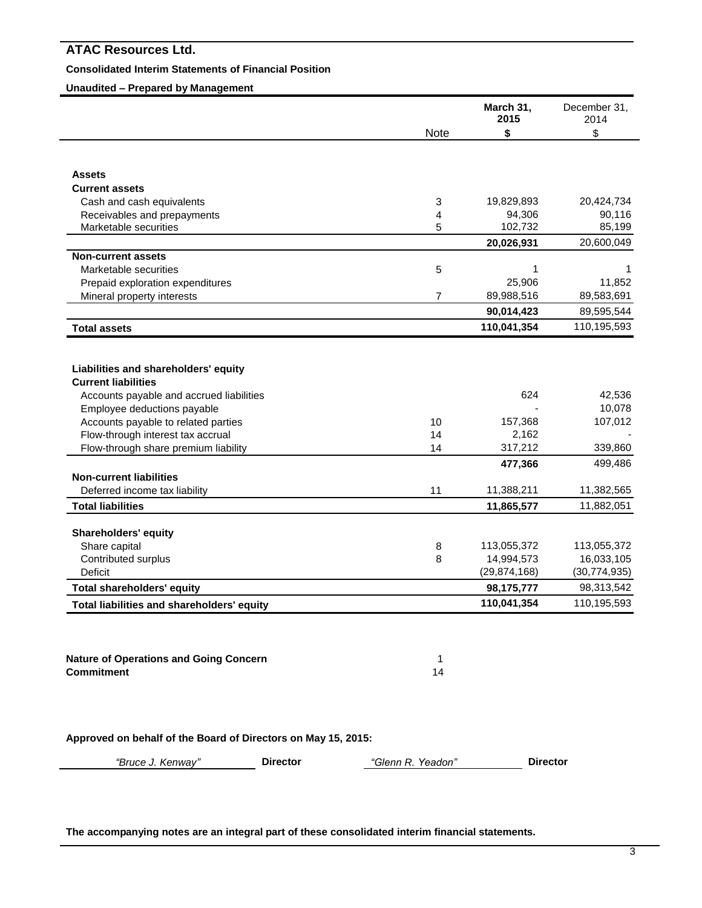# ATAC Resources Ltd.

**Consolidated Interim Statements of Financial Position**

**Unaudited – Prepared by Management**

| | Note | **March 31, 2015**<br>**$** | December 31, 2014<br>$ |
|---|---|---|---|
| **Assets** | | | |
| **Current assets** | | | |
| Cash and cash equivalents | 3 | 19,829,893 | 20,424,734 |
| Receivables and prepayments | 4 | 94,306 | 90,116 |
| Marketable securities | 5 | 102,732 | 85,199 |
| | | **20,026,931** | 20,600,049 |
| **Non-current assets** | | | |
| Marketable securities | 5 | 1 | 1 |
| Prepaid exploration expenditures | | 25,906 | 11,852 |
| Mineral property interests | 7 | 89,988,516 | 89,583,691 |
| | | **90,014,423** | 89,595,544 |
| **Total assets** | | **110,041,354** | 110,195,593 |
| | | | |
| **Liabilities and shareholders' equity** | | | |
| **Current liabilities** | | | |
| Accounts payable and accrued liabilities | | 624 | 42,536 |
| Employee deductions payable | | - | 10,078 |
| Accounts payable to related parties | 10 | 157,368 | 107,012 |
| Flow-through interest tax accrual | 14 | 2,162 | - |
| Flow-through share premium liability | 14 | 317,212 | 339,860 |
| | | **477,366** | 499,486 |
| **Non-current liabilities** | | | |
| Deferred income tax liability | 11 | 11,388,211 | 11,382,565 |
| **Total liabilities** | | **11,865,577** | 11,882,051 |
| | | | |
| **Shareholders' equity** | | | |
| Share capital | 8 | 113,055,372 | 113,055,372 |
| Contributed surplus | 8 | 14,994,573 | 16,033,105 |
| Deficit | | (29,874,168) | (30,774,935) |
| **Total shareholders' equity** | | **98,175,777** | 98,313,542 |
| **Total liabilities and shareholders' equity** | | **110,041,354** | 110,195,593 |

| | |
|---|---|
| **Nature of Operations and Going Concern** | 1 |
| **Commitment** | 14 |

**Approved on behalf of the Board of Directors on May 15, 2015:**

*"Bruce J. Kenway"* **Director** *"Glenn R. Yeadon"* **Director**

**The accompanying notes are an integral part of these consolidated interim financial statements.**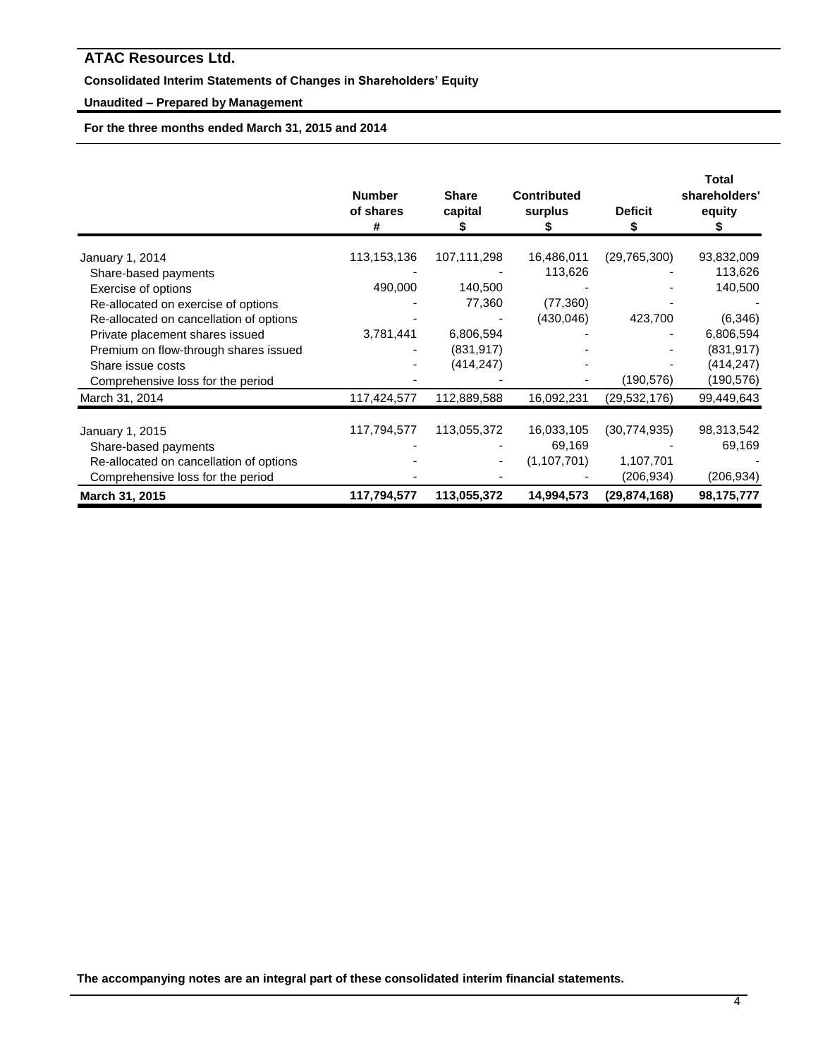# ATAC Resources Ltd.

**Consolidated Interim Statements of Changes in Shareholders' Equity**

**Unaudited – Prepared by Management**

**For the three months ended March 31, 2015 and 2014**

| | Number of shares # | Share capital $ | Contributed surplus $ | Deficit $ | Total shareholders' equity $ |
|---|---|---|---|---|---|
| January 1, 2014 | 113,153,136 | 107,111,298 | 16,486,011 | (29,765,300) | 93,832,009 |
| Share-based payments | - | - | 113,626 | - | 113,626 |
| Exercise of options | 490,000 | 140,500 | - | - | 140,500 |
| Re-allocated on exercise of options | - | 77,360 | (77,360) | - | - |
| Re-allocated on cancellation of options | - | - | (430,046) | 423,700 | (6,346) |
| Private placement shares issued | 3,781,441 | 6,806,594 | - | - | 6,806,594 |
| Premium on flow-through shares issued | - | (831,917) | - | - | (831,917) |
| Share issue costs | - | (414,247) | - | - | (414,247) |
| Comprehensive loss for the period | - | - | - | (190,576) | (190,576) |
| March 31, 2014 | 117,424,577 | 112,889,588 | 16,092,231 | (29,532,176) | 99,449,643 |
| January 1, 2015 | 117,794,577 | 113,055,372 | 16,033,105 | (30,774,935) | 98,313,542 |
| Share-based payments | - | - | 69,169 | - | 69,169 |
| Re-allocated on cancellation of options | - | - | (1,107,701) | 1,107,701 | - |
| Comprehensive loss for the period | - | - | - | (206,934) | (206,934) |
| **March 31, 2015** | **117,794,577** | **113,055,372** | **14,994,573** | **(29,874,168)** | **98,175,777** |

**The accompanying notes are an integral part of these consolidated interim financial statements.**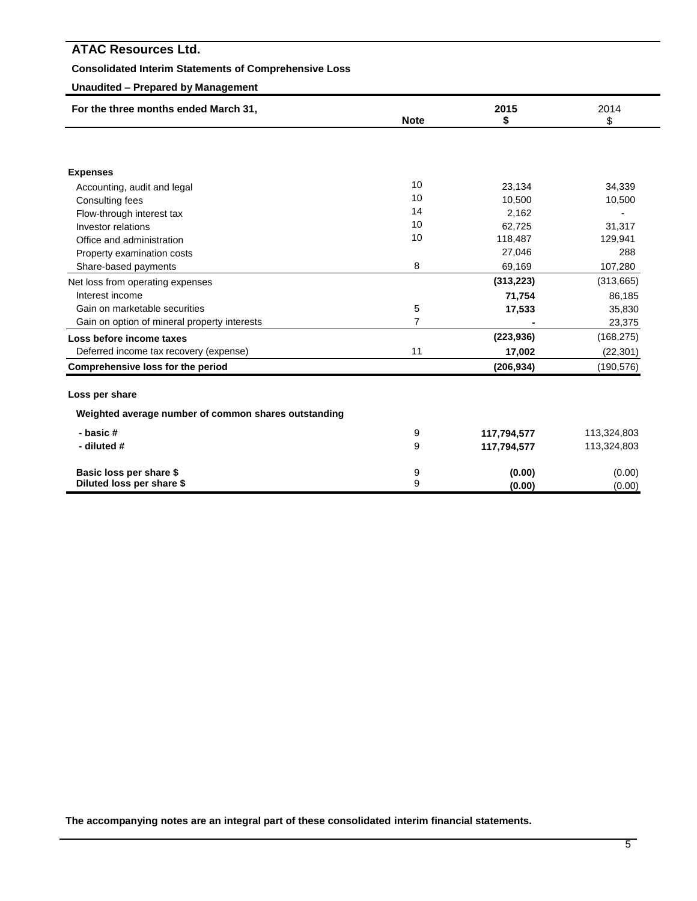# ATAC Resources Ltd.

**Consolidated Interim Statements of Comprehensive Loss**

**Unaudited – Prepared by Management**

| For the three months ended March 31, | Note | 2015 $ | 2014 $ |
|---|---|---|---|
| **Expenses** | | | |
| Accounting, audit and legal | 10 | 23,134 | 34,339 |
| Consulting fees | 10 | 10,500 | 10,500 |
| Flow-through interest tax | 14 | 2,162 | - |
| Investor relations | 10 | 62,725 | 31,317 |
| Office and administration | 10 | 118,487 | 129,941 |
| Property examination costs | | 27,046 | 288 |
| Share-based payments | 8 | 69,169 | 107,280 |
| Net loss from operating expenses | | **(313,223)** | (313,665) |
| Interest income | | **71,754** | 86,185 |
| Gain on marketable securities | 5 | **17,533** | 35,830 |
| Gain on option of mineral property interests | 7 | **-** | 23,375 |
| **Loss before income taxes** | | **(223,936)** | (168,275) |
| Deferred income tax recovery (expense) | 11 | **17,002** | (22,301) |
| **Comprehensive loss for the period** | | **(206,934)** | (190,576) |
| **Loss per share** | | | |
| **Weighted average number of common shares outstanding** | | | |
| **- basic #** | 9 | **117,794,577** | 113,324,803 |
| **- diluted #** | 9 | **117,794,577** | 113,324,803 |
| **Basic loss per share $** | 9 | **(0.00)** | (0.00) |
| **Diluted loss per share $** | 9 | **(0.00)** | (0.00) |

**The accompanying notes are an integral part of these consolidated interim financial statements.**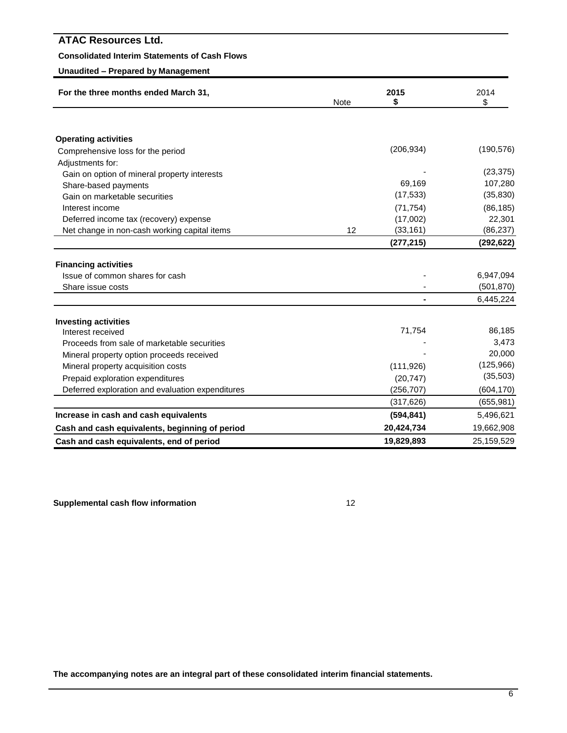# ATAC Resources Ltd.

**Consolidated Interim Statements of Cash Flows**

**Unaudited – Prepared by Management**

| For the three months ended March 31, | Note | 2015 $ | 2014 $ |
|---|---|---|---|
| **Operating activities** | | | |
| Comprehensive loss for the period | | (206,934) | (190,576) |
| Adjustments for: | | | |
| Gain on option of mineral property interests | | - | (23,375) |
| Share-based payments | | 69,169 | 107,280 |
| Gain on marketable securities | | (17,533) | (35,830) |
| Interest income | | (71,754) | (86,185) |
| Deferred income tax (recovery) expense | | (17,002) | 22,301 |
| Net change in non-cash working capital items | 12 | (33,161) | (86,237) |
| | | **(277,215)** | **(292,622)** |
| **Financing activities** | | | |
| Issue of common shares for cash | | - | 6,947,094 |
| Share issue costs | | - | (501,870) |
| | | **-** | 6,445,224 |
| **Investing activities** | | | |
| Interest received | | 71,754 | 86,185 |
| Proceeds from sale of marketable securities | | - | 3,473 |
| Mineral property option proceeds received | | - | 20,000 |
| Mineral property acquisition costs | | (111,926) | (125,966) |
| Prepaid exploration expenditures | | (20,747) | (35,503) |
| Deferred exploration and evaluation expenditures | | (256,707) | (604,170) |
| | | (317,626) | (655,981) |
| **Increase in cash and cash equivalents** | | **(594,841)** | 5,496,621 |
| **Cash and cash equivalents, beginning of period** | | **20,424,734** | 19,662,908 |
| **Cash and cash equivalents, end of period** | | **19,829,893** | 25,159,529 |

**Supplemental cash flow information** 12

**The accompanying notes are an integral part of these consolidated interim financial statements.**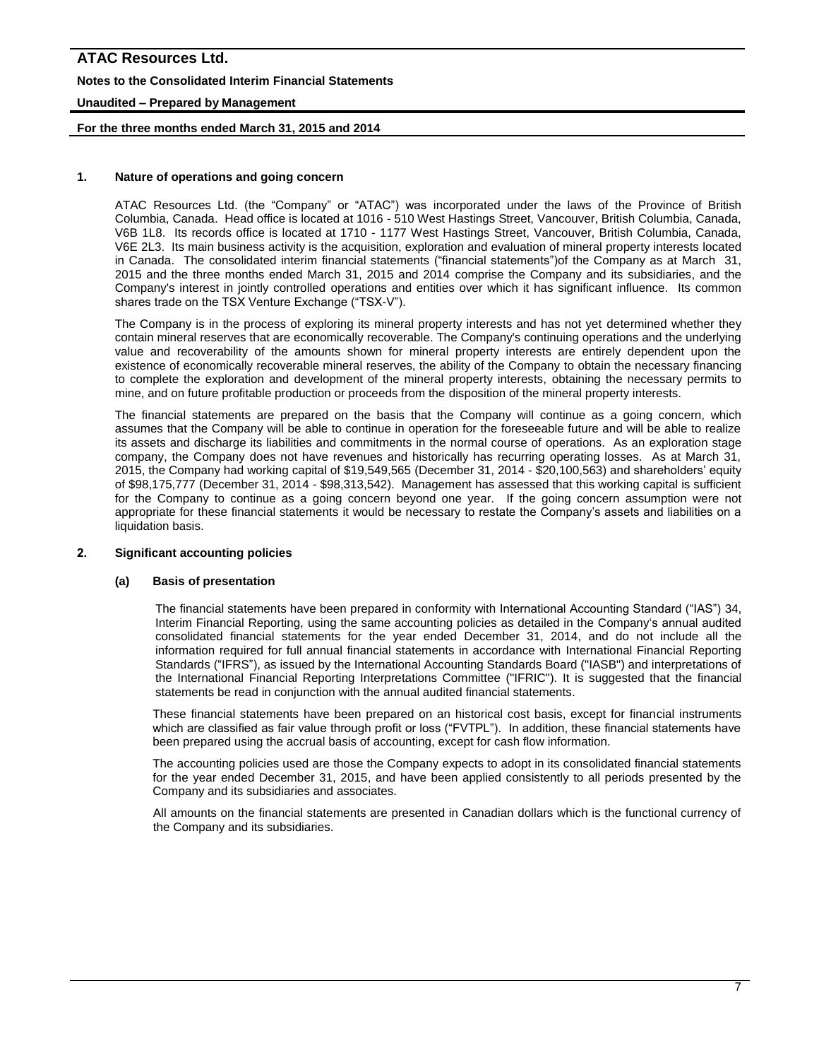## 1. Nature of operations and going concern

ATAC Resources Ltd. (the "Company" or "ATAC") was incorporated under the laws of the Province of British Columbia, Canada. Head office is located at 1016 - 510 West Hastings Street, Vancouver, British Columbia, Canada, V6B 1L8. Its records office is located at 1710 - 1177 West Hastings Street, Vancouver, British Columbia, Canada, V6E 2L3. Its main business activity is the acquisition, exploration and evaluation of mineral property interests located in Canada. The consolidated interim financial statements ("financial statements")of the Company as at March 31, 2015 and the three months ended March 31, 2015 and 2014 comprise the Company and its subsidiaries, and the Company's interest in jointly controlled operations and entities over which it has significant influence. Its common shares trade on the TSX Venture Exchange ("TSX-V").

The Company is in the process of exploring its mineral property interests and has not yet determined whether they contain mineral reserves that are economically recoverable. The Company's continuing operations and the underlying value and recoverability of the amounts shown for mineral property interests are entirely dependent upon the existence of economically recoverable mineral reserves, the ability of the Company to obtain the necessary financing to complete the exploration and development of the mineral property interests, obtaining the necessary permits to mine, and on future profitable production or proceeds from the disposition of the mineral property interests.

The financial statements are prepared on the basis that the Company will continue as a going concern, which assumes that the Company will be able to continue in operation for the foreseeable future and will be able to realize its assets and discharge its liabilities and commitments in the normal course of operations. As an exploration stage company, the Company does not have revenues and historically has recurring operating losses. As at March 31, 2015, the Company had working capital of $19,549,565 (December 31, 2014 - $20,100,563) and shareholders' equity of $98,175,777 (December 31, 2014 - $98,313,542). Management has assessed that this working capital is sufficient for the Company to continue as a going concern beyond one year. If the going concern assumption were not appropriate for these financial statements it would be necessary to restate the Company's assets and liabilities on a liquidation basis.

## 2. Significant accounting policies

### (a) Basis of presentation

The financial statements have been prepared in conformity with International Accounting Standard ("IAS") 34, Interim Financial Reporting, using the same accounting policies as detailed in the Company's annual audited consolidated financial statements for the year ended December 31, 2014, and do not include all the information required for full annual financial statements in accordance with International Financial Reporting Standards ("IFRS"), as issued by the International Accounting Standards Board ("IASB") and interpretations of the International Financial Reporting Interpretations Committee ("IFRIC"). It is suggested that the financial statements be read in conjunction with the annual audited financial statements.

These financial statements have been prepared on an historical cost basis, except for financial instruments which are classified as fair value through profit or loss ("FVTPL"). In addition, these financial statements have been prepared using the accrual basis of accounting, except for cash flow information.

The accounting policies used are those the Company expects to adopt in its consolidated financial statements for the year ended December 31, 2015, and have been applied consistently to all periods presented by the Company and its subsidiaries and associates.

All amounts on the financial statements are presented in Canadian dollars which is the functional currency of the Company and its subsidiaries.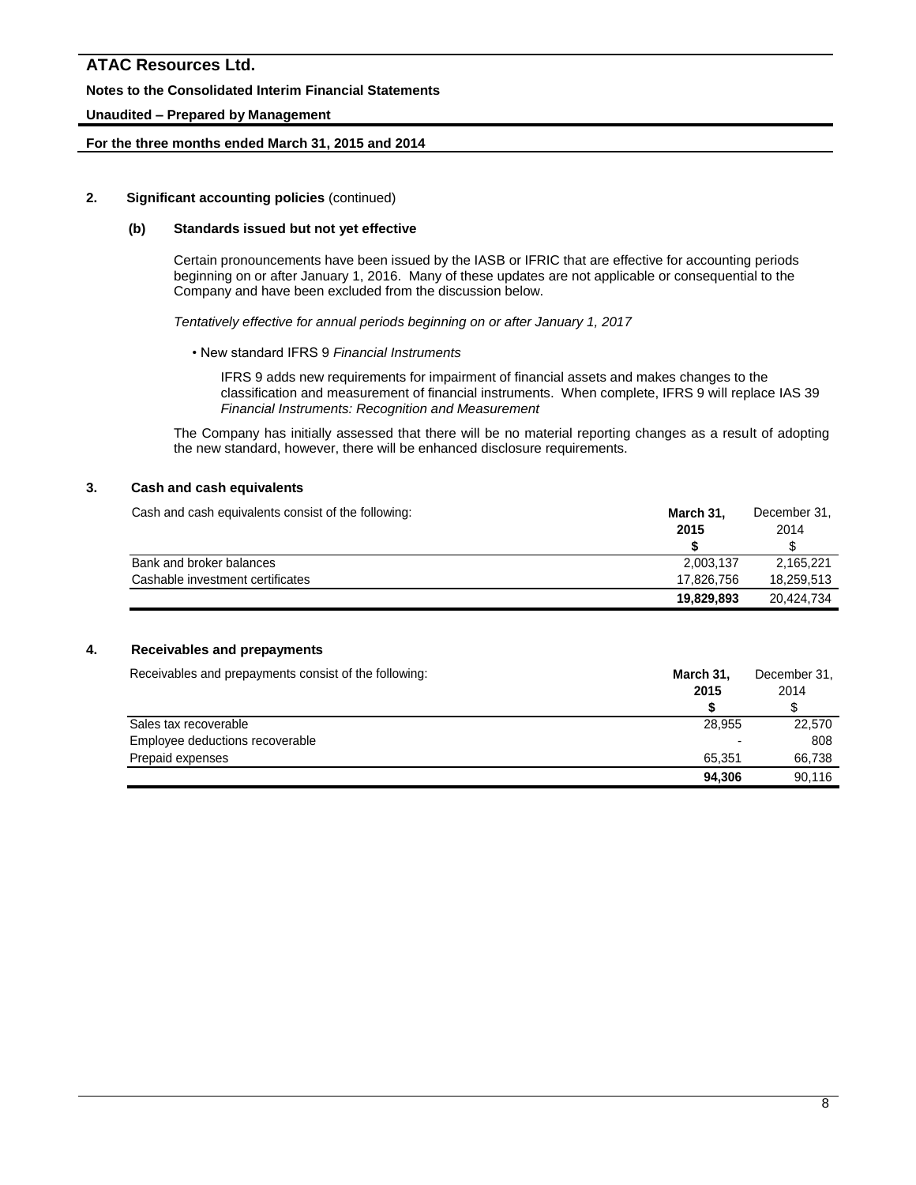## 2. Significant accounting policies (continued)

### (b) Standards issued but not yet effective

Certain pronouncements have been issued by the IASB or IFRIC that are effective for accounting periods beginning on or after January 1, 2016. Many of these updates are not applicable or consequential to the Company and have been excluded from the discussion below.

*Tentatively effective for annual periods beginning on or after January 1, 2017*

- New standard IFRS 9 *Financial Instruments*

  IFRS 9 adds new requirements for impairment of financial assets and makes changes to the classification and measurement of financial instruments. When complete, IFRS 9 will replace IAS 39 *Financial Instruments: Recognition and Measurement*

The Company has initially assessed that there will be no material reporting changes as a result of adopting the new standard, however, there will be enhanced disclosure requirements.

## 3. Cash and cash equivalents

| Cash and cash equivalents consist of the following: | **March 31, 2015 $** | December 31, 2014 $ |
|---|---|---|
| Bank and broker balances | 2,003,137 | 2,165,221 |
| Cashable investment certificates | 17,826,756 | 18,259,513 |
| | **19,829,893** | 20,424,734 |

## 4. Receivables and prepayments

| Receivables and prepayments consist of the following: | **March 31, 2015 $** | December 31, 2014 $ |
|---|---|---|
| Sales tax recoverable | 28,955 | 22,570 |
| Employee deductions recoverable | - | 808 |
| Prepaid expenses | 65,351 | 66,738 |
| | **94,306** | 90,116 |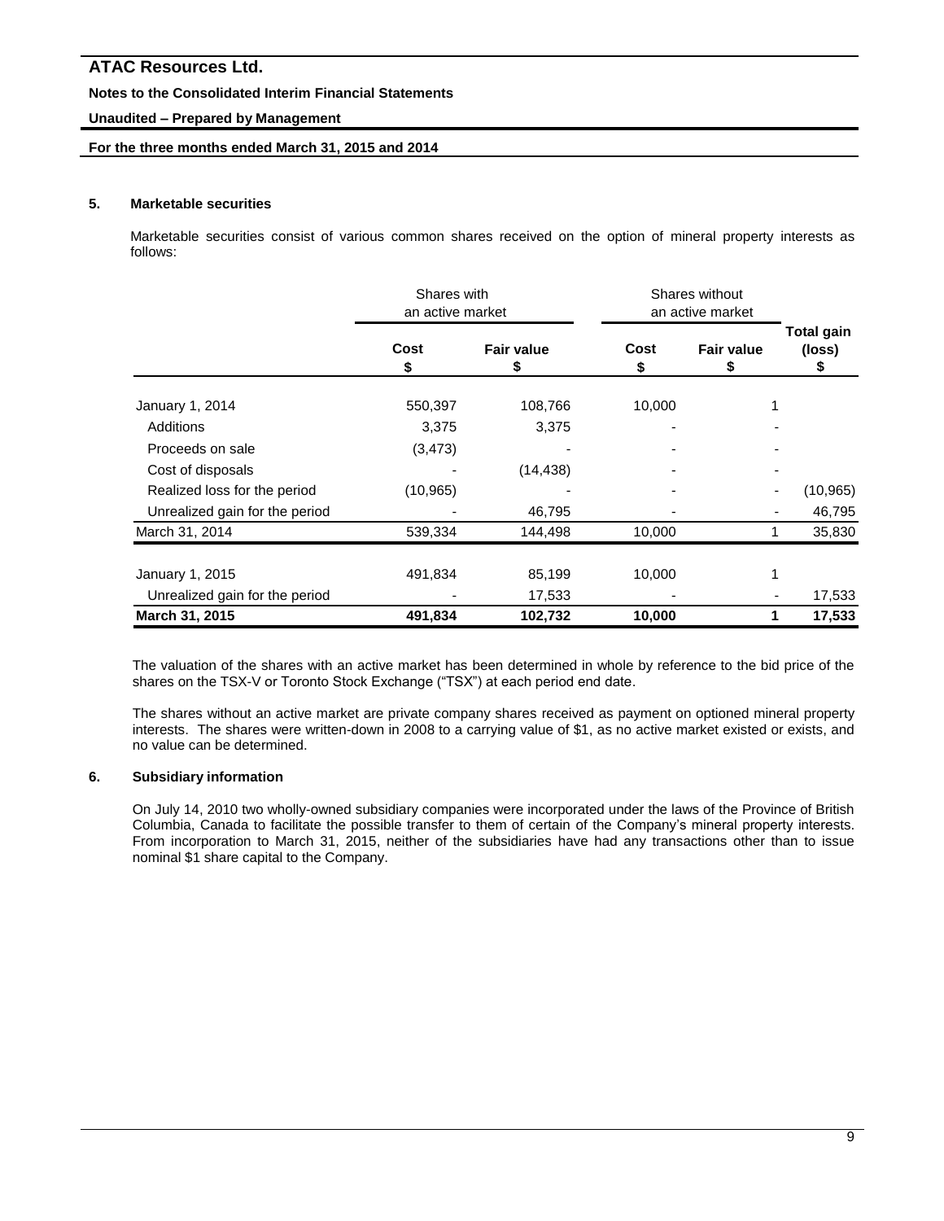## 5. Marketable securities

Marketable securities consist of various common shares received on the option of mineral property interests as follows:

| | Shares with an active market | | Shares without an active market | | |
|---|---|---|---|---|---|
| | Cost $ | Fair value $ | Cost $ | Fair value $ | Total gain (loss) $ |
| January 1, 2014 | 550,397 | 108,766 | 10,000 | 1 | |
| Additions | 3,375 | 3,375 | - | - | |
| Proceeds on sale | (3,473) | - | - | - | |
| Cost of disposals | - | (14,438) | - | - | |
| Realized loss for the period | (10,965) | - | - | - | (10,965) |
| Unrealized gain for the period | - | 46,795 | - | - | 46,795 |
| March 31, 2014 | 539,334 | 144,498 | 10,000 | 1 | 35,830 |
| January 1, 2015 | 491,834 | 85,199 | 10,000 | 1 | |
| Unrealized gain for the period | - | 17,533 | - | - | 17,533 |
| **March 31, 2015** | **491,834** | **102,732** | **10,000** | **1** | **17,533** |

The valuation of the shares with an active market has been determined in whole by reference to the bid price of the shares on the TSX-V or Toronto Stock Exchange ("TSX") at each period end date.

The shares without an active market are private company shares received as payment on optioned mineral property interests. The shares were written-down in 2008 to a carrying value of $1, as no active market existed or exists, and no value can be determined.

## 6. Subsidiary information

On July 14, 2010 two wholly-owned subsidiary companies were incorporated under the laws of the Province of British Columbia, Canada to facilitate the possible transfer to them of certain of the Company's mineral property interests. From incorporation to March 31, 2015, neither of the subsidiaries have had any transactions other than to issue nominal $1 share capital to the Company.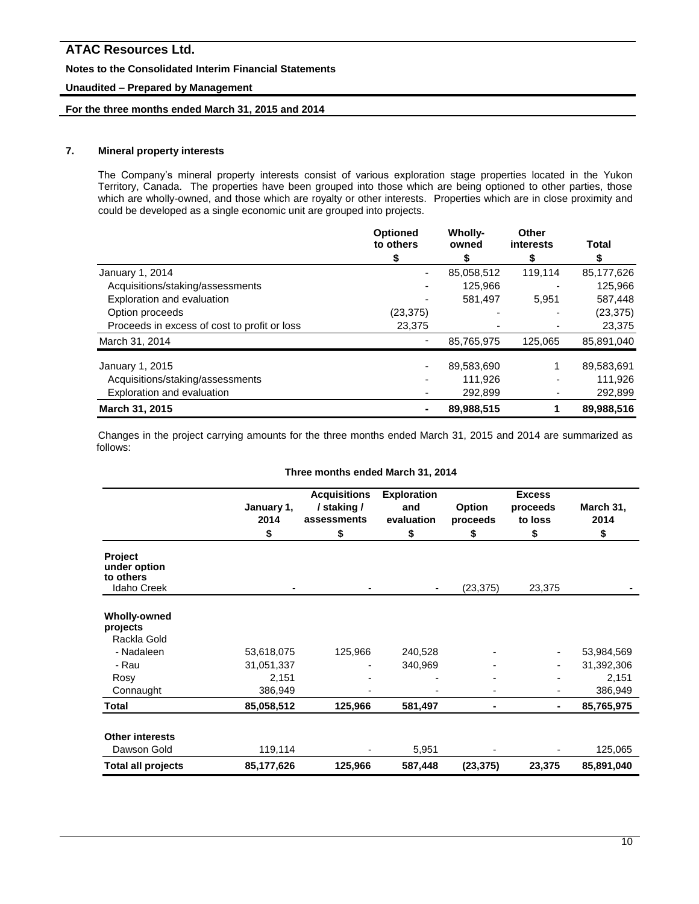## 7. Mineral property interests

The Company's mineral property interests consist of various exploration stage properties located in the Yukon Territory, Canada. The properties have been grouped into those which are being optioned to other parties, those which are wholly-owned, and those which are royalty or other interests. Properties which are in close proximity and could be developed as a single economic unit are grouped into projects.

| | Optioned to others | Wholly-owned | Other interests | Total |
|---|---|---|---|---|
| | $ | $ | $ | $ |
| January 1, 2014 | - | 85,058,512 | 119,114 | 85,177,626 |
| Acquisitions/staking/assessments | - | 125,966 | - | 125,966 |
| Exploration and evaluation | - | 581,497 | 5,951 | 587,448 |
| Option proceeds | (23,375) | - | - | (23,375) |
| Proceeds in excess of cost to profit or loss | 23,375 | - | - | 23,375 |
| March 31, 2014 | - | 85,765,975 | 125,065 | 85,891,040 |
| | | | | |
| January 1, 2015 | - | 89,583,690 | 1 | 89,583,691 |
| Acquisitions/staking/assessments | - | 111,926 | - | 111,926 |
| Exploration and evaluation | - | 292,899 | - | 292,899 |
| **March 31, 2015** | **-** | **89,988,515** | **1** | **89,988,516** |

Changes in the project carrying amounts for the three months ended March 31, 2015 and 2014 are summarized as follows:

**Three months ended March 31, 2014**

| | January 1, 2014 | Acquisitions / staking / assessments | Exploration and evaluation | Option proceeds | Excess proceeds to loss | March 31, 2014 |
|---|---|---|---|---|---|---|
| | $ | $ | $ | $ | $ | $ |
| **Project under option to others** | | | | | | |
| Idaho Creek | - | - | - | (23,375) | 23,375 | - |
| **Wholly-owned projects** | | | | | | |
| Rackla Gold | | | | | | |
| - Nadaleen | 53,618,075 | 125,966 | 240,528 | - | - | 53,984,569 |
| - Rau | 31,051,337 | - | 340,969 | - | - | 31,392,306 |
| Rosy | 2,151 | - | - | - | - | 2,151 |
| Connaught | 386,949 | - | - | - | - | 386,949 |
| **Total** | **85,058,512** | **125,966** | **581,497** | **-** | **-** | **85,765,975** |
| **Other interests** | | | | | | |
| Dawson Gold | 119,114 | - | 5,951 | - | - | 125,065 |
| **Total all projects** | **85,177,626** | **125,966** | **587,448** | **(23,375)** | **23,375** | **85,891,040** |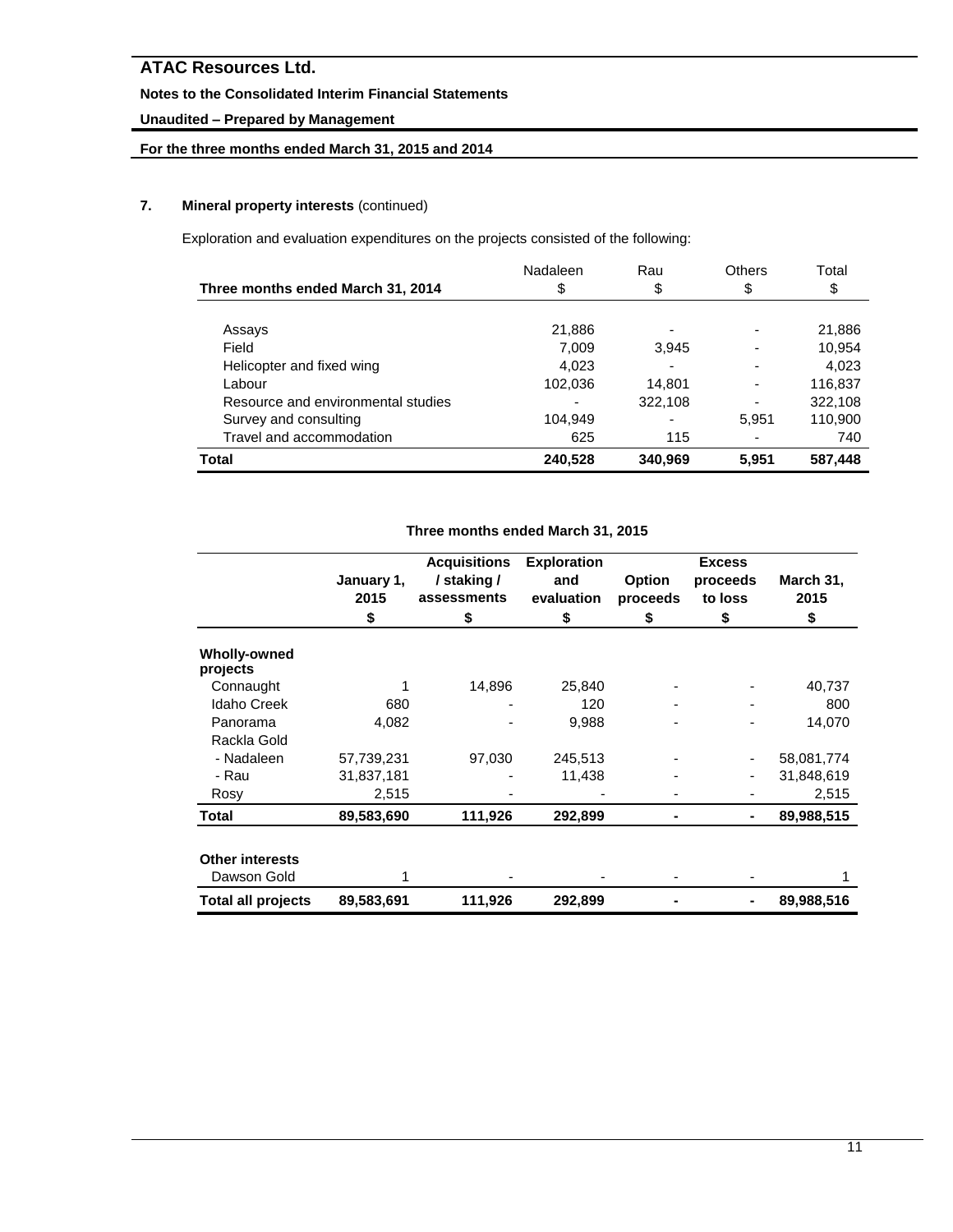# ATAC Resources Ltd.

**Notes to the Consolidated Interim Financial Statements**

**Unaudited – Prepared by Management**

**For the three months ended March 31, 2015 and 2014**

## 7. Mineral property interests (continued)

Exploration and evaluation expenditures on the projects consisted of the following:

| Three months ended March 31, 2014 | Nadaleen $ | Rau $ | Others $ | Total $ |
|---|---|---|---|---|
| Assays | 21,886 | - | - | 21,886 |
| Field | 7,009 | 3,945 | - | 10,954 |
| Helicopter and fixed wing | 4,023 | - | - | 4,023 |
| Labour | 102,036 | 14,801 | - | 116,837 |
| Resource and environmental studies | - | 322,108 | - | 322,108 |
| Survey and consulting | 104,949 | - | 5,951 | 110,900 |
| Travel and accommodation | 625 | 115 | - | 740 |
| **Total** | **240,528** | **340,969** | **5,951** | **587,448** |

**Three months ended March 31, 2015**

| | January 1, 2015 $ | Acquisitions / staking / assessments $ | Exploration and evaluation $ | Option proceeds $ | Excess proceeds to loss $ | March 31, 2015 $ |
|---|---|---|---|---|---|---|
| **Wholly-owned projects** | | | | | | |
| Connaught | 1 | 14,896 | 25,840 | - | - | 40,737 |
| Idaho Creek | 680 | - | 120 | - | - | 800 |
| Panorama | 4,082 | - | 9,988 | - | - | 14,070 |
| Rackla Gold | | | | | | |
| - Nadaleen | 57,739,231 | 97,030 | 245,513 | - | - | 58,081,774 |
| - Rau | 31,837,181 | - | 11,438 | - | - | 31,848,619 |
| Rosy | 2,515 | - | - | - | - | 2,515 |
| **Total** | **89,583,690** | **111,926** | **292,899** | **-** | **-** | **89,988,515** |
| **Other interests** | | | | | | |
| Dawson Gold | 1 | - | - | - | - | 1 |
| **Total all projects** | **89,583,691** | **111,926** | **292,899** | **-** | **-** | **89,988,516** |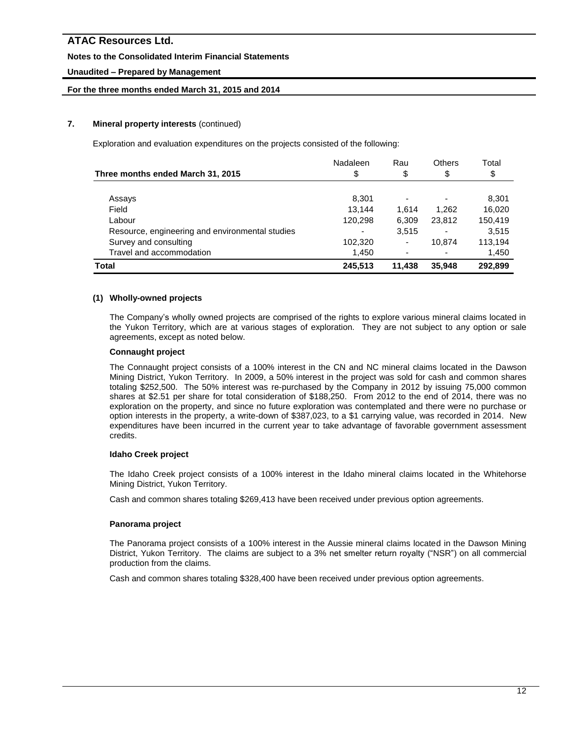## 7. Mineral property interests (continued)

Exploration and evaluation expenditures on the projects consisted of the following:

| Three months ended March 31, 2015 | Nadaleen<br>$ | Rau<br>$ | Others<br>$ | Total<br>$ |
|---|---|---|---|---|
| Assays | 8,301 | - | - | 8,301 |
| Field | 13,144 | 1,614 | 1,262 | 16,020 |
| Labour | 120,298 | 6,309 | 23,812 | 150,419 |
| Resource, engineering and environmental studies | - | 3,515 | - | 3,515 |
| Survey and consulting | 102,320 | - | 10,874 | 113,194 |
| Travel and accommodation | 1,450 | - | - | 1,450 |
| **Total** | **245,513** | **11,438** | **35,948** | **292,899** |

### (1) Wholly-owned projects

The Company's wholly owned projects are comprised of the rights to explore various mineral claims located in the Yukon Territory, which are at various stages of exploration. They are not subject to any option or sale agreements, except as noted below.

**Connaught project**

The Connaught project consists of a 100% interest in the CN and NC mineral claims located in the Dawson Mining District, Yukon Territory. In 2009, a 50% interest in the project was sold for cash and common shares totaling $252,500. The 50% interest was re-purchased by the Company in 2012 by issuing 75,000 common shares at $2.51 per share for total consideration of $188,250. From 2012 to the end of 2014, there was no exploration on the property, and since no future exploration was contemplated and there were no purchase or option interests in the property, a write-down of $387,023, to a $1 carrying value, was recorded in 2014. New expenditures have been incurred in the current year to take advantage of favorable government assessment credits.

**Idaho Creek project**

The Idaho Creek project consists of a 100% interest in the Idaho mineral claims located in the Whitehorse Mining District, Yukon Territory.

Cash and common shares totaling $269,413 have been received under previous option agreements.

**Panorama project**

The Panorama project consists of a 100% interest in the Aussie mineral claims located in the Dawson Mining District, Yukon Territory. The claims are subject to a 3% net smelter return royalty ("NSR") on all commercial production from the claims.

Cash and common shares totaling $328,400 have been received under previous option agreements.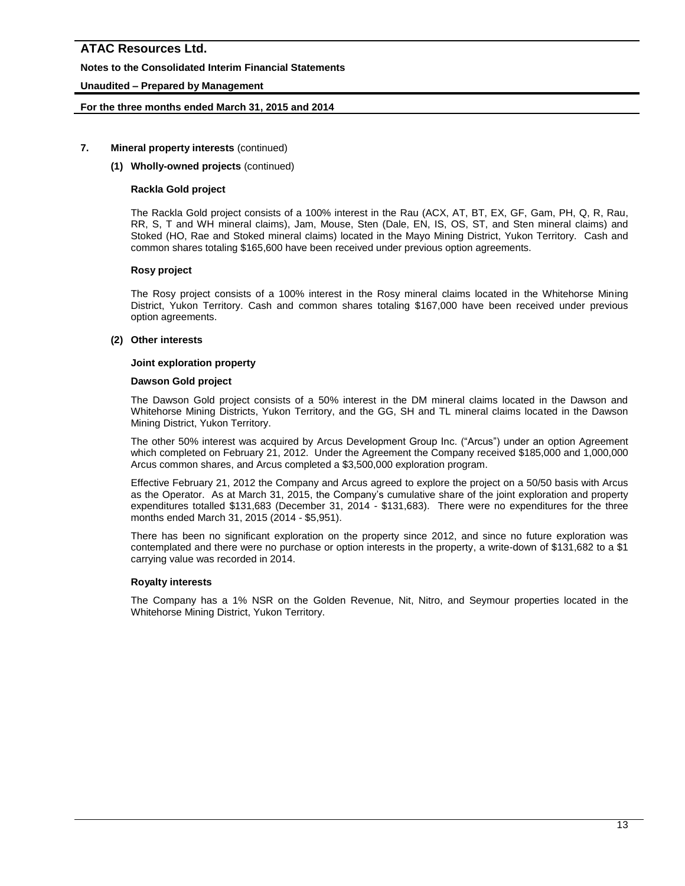## 7. Mineral property interests (continued)

### (1) Wholly-owned projects (continued)

**Rackla Gold project**

The Rackla Gold project consists of a 100% interest in the Rau (ACX, AT, BT, EX, GF, Gam, PH, Q, R, Rau, RR, S, T and WH mineral claims), Jam, Mouse, Sten (Dale, EN, IS, OS, ST, and Sten mineral claims) and Stoked (HO, Rae and Stoked mineral claims) located in the Mayo Mining District, Yukon Territory. Cash and common shares totaling $165,600 have been received under previous option agreements.

**Rosy project**

The Rosy project consists of a 100% interest in the Rosy mineral claims located in the Whitehorse Mining District, Yukon Territory. Cash and common shares totaling $167,000 have been received under previous option agreements.

### (2) Other interests

**Joint exploration property**

**Dawson Gold project**

The Dawson Gold project consists of a 50% interest in the DM mineral claims located in the Dawson and Whitehorse Mining Districts, Yukon Territory, and the GG, SH and TL mineral claims located in the Dawson Mining District, Yukon Territory.

The other 50% interest was acquired by Arcus Development Group Inc. ("Arcus") under an option Agreement which completed on February 21, 2012. Under the Agreement the Company received $185,000 and 1,000,000 Arcus common shares, and Arcus completed a $3,500,000 exploration program.

Effective February 21, 2012 the Company and Arcus agreed to explore the project on a 50/50 basis with Arcus as the Operator. As at March 31, 2015, the Company's cumulative share of the joint exploration and property expenditures totalled $131,683 (December 31, 2014 - $131,683). There were no expenditures for the three months ended March 31, 2015 (2014 - $5,951).

There has been no significant exploration on the property since 2012, and since no future exploration was contemplated and there were no purchase or option interests in the property, a write-down of $131,682 to a $1 carrying value was recorded in 2014.

**Royalty interests**

The Company has a 1% NSR on the Golden Revenue, Nit, Nitro, and Seymour properties located in the Whitehorse Mining District, Yukon Territory.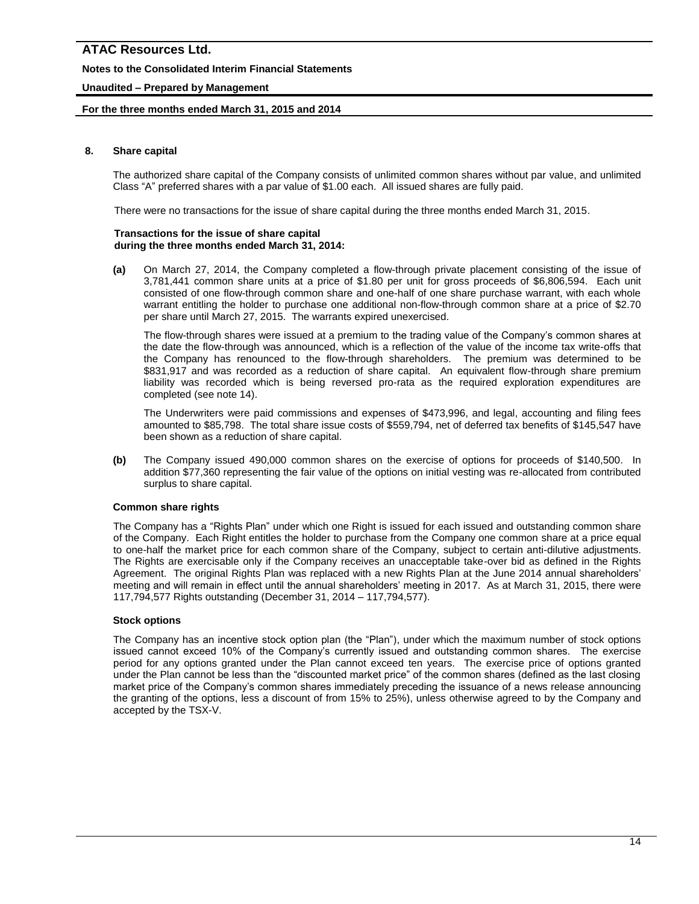## 8. Share capital

The authorized share capital of the Company consists of unlimited common shares without par value, and unlimited Class "A" preferred shares with a par value of $1.00 each. All issued shares are fully paid.

There were no transactions for the issue of share capital during the three months ended March 31, 2015.

**Transactions for the issue of share capital during the three months ended March 31, 2014:**

**(a)** On March 27, 2014, the Company completed a flow-through private placement consisting of the issue of 3,781,441 common share units at a price of $1.80 per unit for gross proceeds of $6,806,594. Each unit consisted of one flow-through common share and one-half of one share purchase warrant, with each whole warrant entitling the holder to purchase one additional non-flow-through common share at a price of $2.70 per share until March 27, 2015. The warrants expired unexercised.

The flow-through shares were issued at a premium to the trading value of the Company's common shares at the date the flow-through was announced, which is a reflection of the value of the income tax write-offs that the Company has renounced to the flow-through shareholders. The premium was determined to be $831,917 and was recorded as a reduction of share capital. An equivalent flow-through share premium liability was recorded which is being reversed pro-rata as the required exploration expenditures are completed (see note 14).

The Underwriters were paid commissions and expenses of $473,996, and legal, accounting and filing fees amounted to $85,798. The total share issue costs of $559,794, net of deferred tax benefits of $145,547 have been shown as a reduction of share capital.

**(b)** The Company issued 490,000 common shares on the exercise of options for proceeds of $140,500. In addition $77,360 representing the fair value of the options on initial vesting was re-allocated from contributed surplus to share capital.

### Common share rights

The Company has a "Rights Plan" under which one Right is issued for each issued and outstanding common share of the Company. Each Right entitles the holder to purchase from the Company one common share at a price equal to one-half the market price for each common share of the Company, subject to certain anti-dilutive adjustments. The Rights are exercisable only if the Company receives an unacceptable take-over bid as defined in the Rights Agreement. The original Rights Plan was replaced with a new Rights Plan at the June 2014 annual shareholders' meeting and will remain in effect until the annual shareholders' meeting in 2017. As at March 31, 2015, there were 117,794,577 Rights outstanding (December 31, 2014 – 117,794,577).

### Stock options

The Company has an incentive stock option plan (the "Plan"), under which the maximum number of stock options issued cannot exceed 10% of the Company's currently issued and outstanding common shares. The exercise period for any options granted under the Plan cannot exceed ten years. The exercise price of options granted under the Plan cannot be less than the "discounted market price" of the common shares (defined as the last closing market price of the Company's common shares immediately preceding the issuance of a news release announcing the granting of the options, less a discount of from 15% to 25%), unless otherwise agreed to by the Company and accepted by the TSX-V.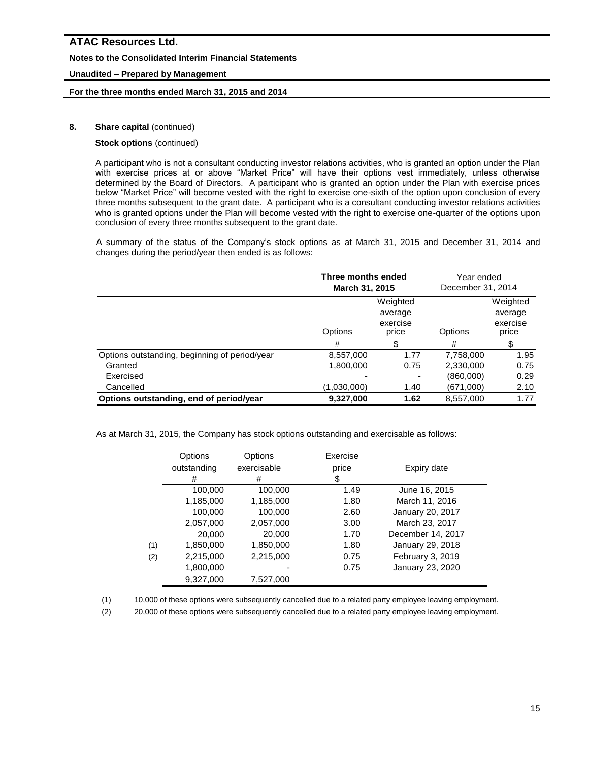## 8. Share capital (continued)

**Stock options** (continued)

A participant who is not a consultant conducting investor relations activities, who is granted an option under the Plan with exercise prices at or above "Market Price" will have their options vest immediately, unless otherwise determined by the Board of Directors. A participant who is granted an option under the Plan with exercise prices below "Market Price" will become vested with the right to exercise one-sixth of the option upon conclusion of every three months subsequent to the grant date. A participant who is a consultant conducting investor relations activities who is granted options under the Plan will become vested with the right to exercise one-quarter of the options upon conclusion of every three months subsequent to the grant date.

A summary of the status of the Company's stock options as at March 31, 2015 and December 31, 2014 and changes during the period/year then ended is as follows:

| | **Three months ended March 31, 2015** | | Year ended December 31, 2014 | |
|---|---|---|---|---|
| | Options | Weighted average exercise price | Options | Weighted average exercise price |
| | # | $ | # | $ |
| Options outstanding, beginning of period/year | 8,557,000 | 1.77 | 7,758,000 | 1.95 |
| Granted | 1,800,000 | 0.75 | 2,330,000 | 0.75 |
| Exercised | - | - | (860,000) | 0.29 |
| Cancelled | (1,030,000) | 1.40 | (671,000) | 2.10 |
| **Options outstanding, end of period/year** | **9,327,000** | **1.62** | 8,557,000 | 1.77 |

As at March 31, 2015, the Company has stock options outstanding and exercisable as follows:

| | Options outstanding # | Options exercisable # | Exercise price $ | Expiry date |
|---|---|---|---|---|
| | 100,000 | 100,000 | 1.49 | June 16, 2015 |
| | 1,185,000 | 1,185,000 | 1.80 | March 11, 2016 |
| | 100,000 | 100,000 | 2.60 | January 20, 2017 |
| | 2,057,000 | 2,057,000 | 3.00 | March 23, 2017 |
| | 20,000 | 20,000 | 1.70 | December 14, 2017 |
| (1) | 1,850,000 | 1,850,000 | 1.80 | January 29, 2018 |
| (2) | 2,215,000 | 2,215,000 | 0.75 | February 3, 2019 |
| | 1,800,000 | - | 0.75 | January 23, 2020 |
| | 9,327,000 | 7,527,000 | | |

(1) 10,000 of these options were subsequently cancelled due to a related party employee leaving employment.

(2) 20,000 of these options were subsequently cancelled due to a related party employee leaving employment.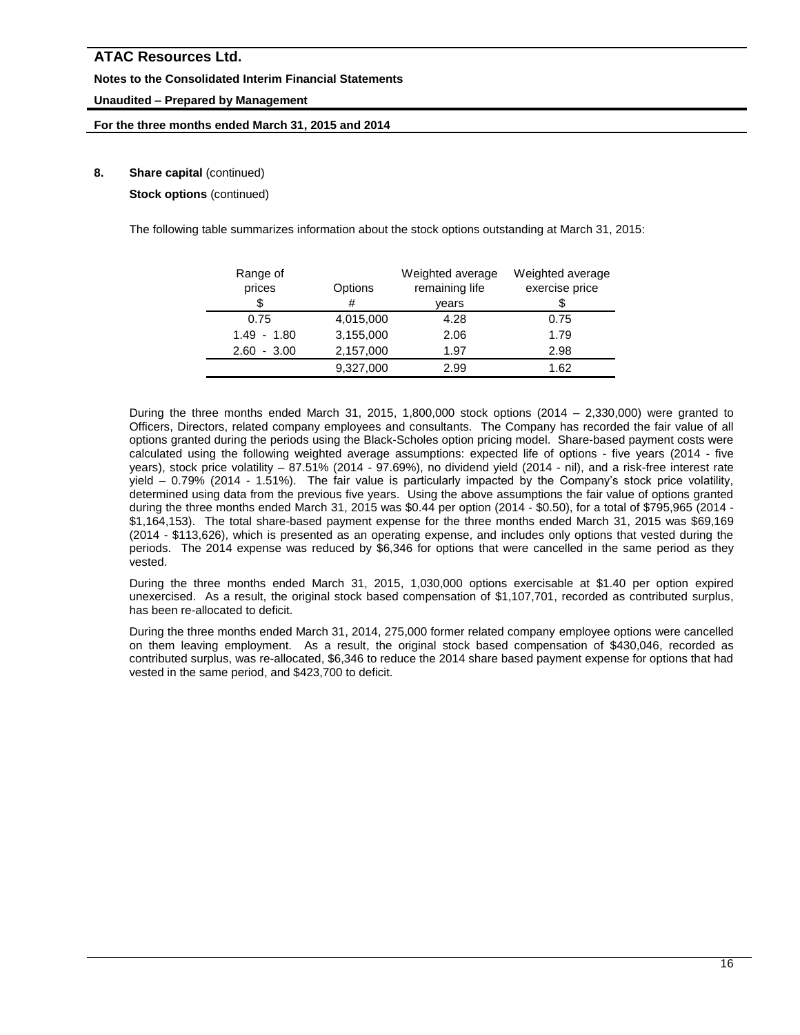**8. Share capital** (continued)

**Stock options** (continued)

The following table summarizes information about the stock options outstanding at March 31, 2015:

| Range of prices<br>$ | Options<br># | Weighted average remaining life<br>years | Weighted average exercise price<br>$ |
|---|---|---|---|
| 0.75 | 4,015,000 | 4.28 | 0.75 |
| 1.49 - 1.80 | 3,155,000 | 2.06 | 1.79 |
| 2.60 - 3.00 | 2,157,000 | 1.97 | 2.98 |
| | 9,327,000 | 2.99 | 1.62 |

During the three months ended March 31, 2015, 1,800,000 stock options (2014 – 2,330,000) were granted to Officers, Directors, related company employees and consultants. The Company has recorded the fair value of all options granted during the periods using the Black-Scholes option pricing model. Share-based payment costs were calculated using the following weighted average assumptions: expected life of options - five years (2014 - five years), stock price volatility – 87.51% (2014 - 97.69%), no dividend yield (2014 - nil), and a risk-free interest rate yield – 0.79% (2014 - 1.51%). The fair value is particularly impacted by the Company's stock price volatility, determined using data from the previous five years. Using the above assumptions the fair value of options granted during the three months ended March 31, 2015 was $0.44 per option (2014 - $0.50), for a total of $795,965 (2014 - $1,164,153). The total share-based payment expense for the three months ended March 31, 2015 was $69,169 (2014 - $113,626), which is presented as an operating expense, and includes only options that vested during the periods. The 2014 expense was reduced by $6,346 for options that were cancelled in the same period as they vested.

During the three months ended March 31, 2015, 1,030,000 options exercisable at $1.40 per option expired unexercised. As a result, the original stock based compensation of $1,107,701, recorded as contributed surplus, has been re-allocated to deficit.

During the three months ended March 31, 2014, 275,000 former related company employee options were cancelled on them leaving employment. As a result, the original stock based compensation of $430,046, recorded as contributed surplus, was re-allocated, $6,346 to reduce the 2014 share based payment expense for options that had vested in the same period, and $423,700 to deficit.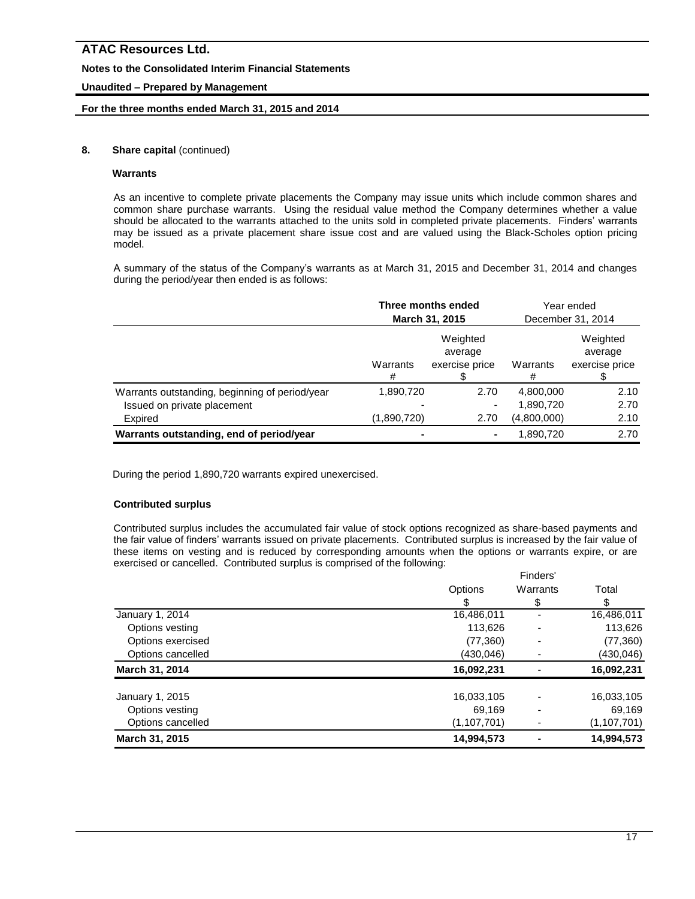## 8. Share capital (continued)

### Warrants

As an incentive to complete private placements the Company may issue units which include common shares and common share purchase warrants. Using the residual value method the Company determines whether a value should be allocated to the warrants attached to the units sold in completed private placements. Finders' warrants may be issued as a private placement share issue cost and are valued using the Black-Scholes option pricing model.

A summary of the status of the Company's warrants as at March 31, 2015 and December 31, 2014 and changes during the period/year then ended is as follows:

| | Three months ended March 31, 2015 | | Year ended December 31, 2014 | |
|---|---|---|---|---|
| | Warrants # | Weighted average exercise price $ | Warrants # | Weighted average exercise price $ |
| Warrants outstanding, beginning of period/year | 1,890,720 | 2.70 | 4,800,000 | 2.10 |
| Issued on private placement | - | - | 1,890,720 | 2.70 |
| Expired | (1,890,720) | 2.70 | (4,800,000) | 2.10 |
| **Warrants outstanding, end of period/year** | **-** | **-** | 1,890,720 | 2.70 |

During the period 1,890,720 warrants expired unexercised.

### Contributed surplus

Contributed surplus includes the accumulated fair value of stock options recognized as share-based payments and the fair value of finders' warrants issued on private placements. Contributed surplus is increased by the fair value of these items on vesting and is reduced by corresponding amounts when the options or warrants expire, or are exercised or cancelled. Contributed surplus is comprised of the following:

| | Options $ | Finders' Warrants $ | Total $ |
|---|---|---|---|
| January 1, 2014 | 16,486,011 | - | 16,486,011 |
| Options vesting | 113,626 | - | 113,626 |
| Options exercised | (77,360) | - | (77,360) |
| Options cancelled | (430,046) | - | (430,046) |
| **March 31, 2014** | **16,092,231** | - | **16,092,231** |
| | | | |
| January 1, 2015 | 16,033,105 | - | 16,033,105 |
| Options vesting | 69,169 | - | 69,169 |
| Options cancelled | (1,107,701) | - | (1,107,701) |
| **March 31, 2015** | **14,994,573** | **-** | **14,994,573** |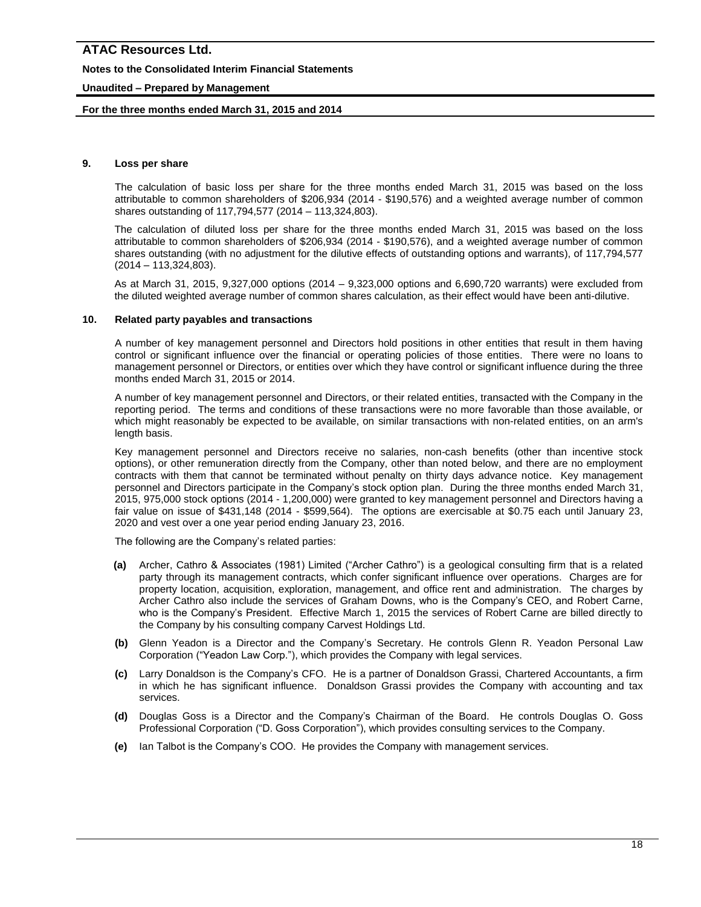## 9. Loss per share

The calculation of basic loss per share for the three months ended March 31, 2015 was based on the loss attributable to common shareholders of $206,934 (2014 - $190,576) and a weighted average number of common shares outstanding of 117,794,577 (2014 – 113,324,803).

The calculation of diluted loss per share for the three months ended March 31, 2015 was based on the loss attributable to common shareholders of $206,934 (2014 - $190,576), and a weighted average number of common shares outstanding (with no adjustment for the dilutive effects of outstanding options and warrants), of 117,794,577 (2014 – 113,324,803).

As at March 31, 2015, 9,327,000 options (2014 – 9,323,000 options and 6,690,720 warrants) were excluded from the diluted weighted average number of common shares calculation, as their effect would have been anti-dilutive.

## 10. Related party payables and transactions

A number of key management personnel and Directors hold positions in other entities that result in them having control or significant influence over the financial or operating policies of those entities. There were no loans to management personnel or Directors, or entities over which they have control or significant influence during the three months ended March 31, 2015 or 2014.

A number of key management personnel and Directors, or their related entities, transacted with the Company in the reporting period. The terms and conditions of these transactions were no more favorable than those available, or which might reasonably be expected to be available, on similar transactions with non-related entities, on an arm's length basis.

Key management personnel and Directors receive no salaries, non-cash benefits (other than incentive stock options), or other remuneration directly from the Company, other than noted below, and there are no employment contracts with them that cannot be terminated without penalty on thirty days advance notice. Key management personnel and Directors participate in the Company's stock option plan. During the three months ended March 31, 2015, 975,000 stock options (2014 - 1,200,000) were granted to key management personnel and Directors having a fair value on issue of $431,148 (2014 - $599,564). The options are exercisable at $0.75 each until January 23, 2020 and vest over a one year period ending January 23, 2016.

The following are the Company's related parties:

**(a)** Archer, Cathro & Associates (1981) Limited ("Archer Cathro") is a geological consulting firm that is a related party through its management contracts, which confer significant influence over operations. Charges are for property location, acquisition, exploration, management, and office rent and administration. The charges by Archer Cathro also include the services of Graham Downs, who is the Company's CEO, and Robert Carne, who is the Company's President. Effective March 1, 2015 the services of Robert Carne are billed directly to the Company by his consulting company Carvest Holdings Ltd.

**(b)** Glenn Yeadon is a Director and the Company's Secretary. He controls Glenn R. Yeadon Personal Law Corporation ("Yeadon Law Corp."), which provides the Company with legal services.

**(c)** Larry Donaldson is the Company's CFO. He is a partner of Donaldson Grassi, Chartered Accountants, a firm in which he has significant influence. Donaldson Grassi provides the Company with accounting and tax services.

**(d)** Douglas Goss is a Director and the Company's Chairman of the Board. He controls Douglas O. Goss Professional Corporation ("D. Goss Corporation"), which provides consulting services to the Company.

**(e)** Ian Talbot is the Company's COO. He provides the Company with management services.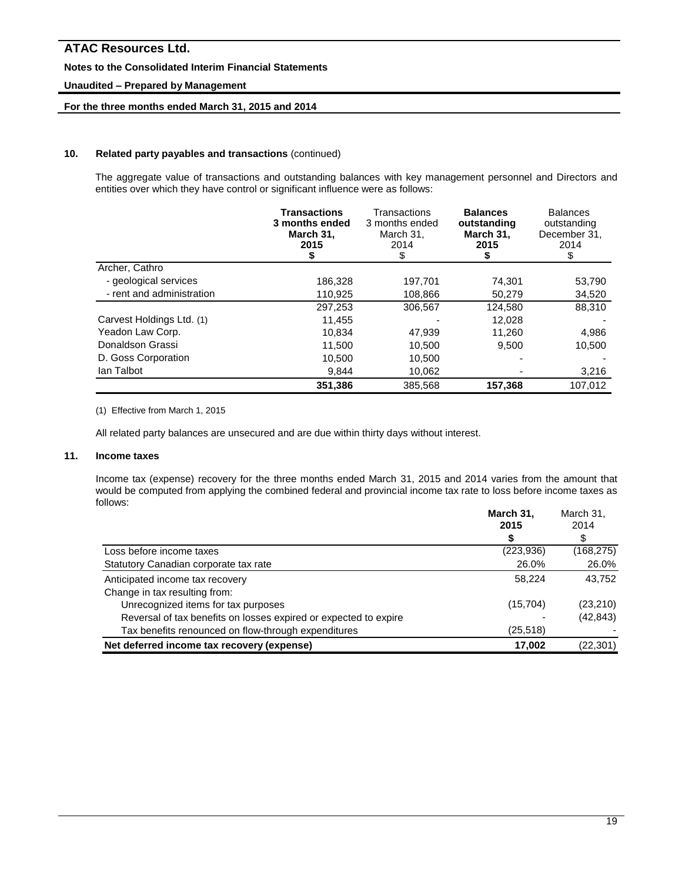## 10. Related party payables and transactions (continued)

The aggregate value of transactions and outstanding balances with key management personnel and Directors and entities over which they have control or significant influence were as follows:

| | **Transactions 3 months ended March 31, 2015 $** | Transactions 3 months ended March 31, 2014 $ | **Balances outstanding March 31, 2015 $** | Balances outstanding December 31, 2014 $ |
|---|---|---|---|---|
| Archer, Cathro | | | | |
| - geological services | 186,328 | 197,701 | 74,301 | 53,790 |
| - rent and administration | 110,925 | 108,866 | 50,279 | 34,520 |
| | 297,253 | 306,567 | 124,580 | 88,310 |
| Carvest Holdings Ltd. (1) | 11,455 | - | 12,028 | - |
| Yeadon Law Corp. | 10,834 | 47,939 | 11,260 | 4,986 |
| Donaldson Grassi | 11,500 | 10,500 | 9,500 | 10,500 |
| D. Goss Corporation | 10,500 | 10,500 | - | - |
| Ian Talbot | 9,844 | 10,062 | - | 3,216 |
| | **351,386** | 385,568 | **157,368** | 107,012 |

(1) Effective from March 1, 2015

All related party balances are unsecured and are due within thirty days without interest.

## 11. Income taxes

Income tax (expense) recovery for the three months ended March 31, 2015 and 2014 varies from the amount that would be computed from applying the combined federal and provincial income tax rate to loss before income taxes as follows:

| | **March 31, 2015 $** | March 31, 2014 $ |
|---|---|---|
| Loss before income taxes | (223,936) | (168,275) |
| Statutory Canadian corporate tax rate | 26.0% | 26.0% |
| Anticipated income tax recovery | 58,224 | 43,752 |
| Change in tax resulting from: | | |
| Unrecognized items for tax purposes | (15,704) | (23,210) |
| Reversal of tax benefits on losses expired or expected to expire | - | (42,843) |
| Tax benefits renounced on flow-through expenditures | (25,518) | - |
| **Net deferred income tax recovery (expense)** | **17,002** | (22,301) |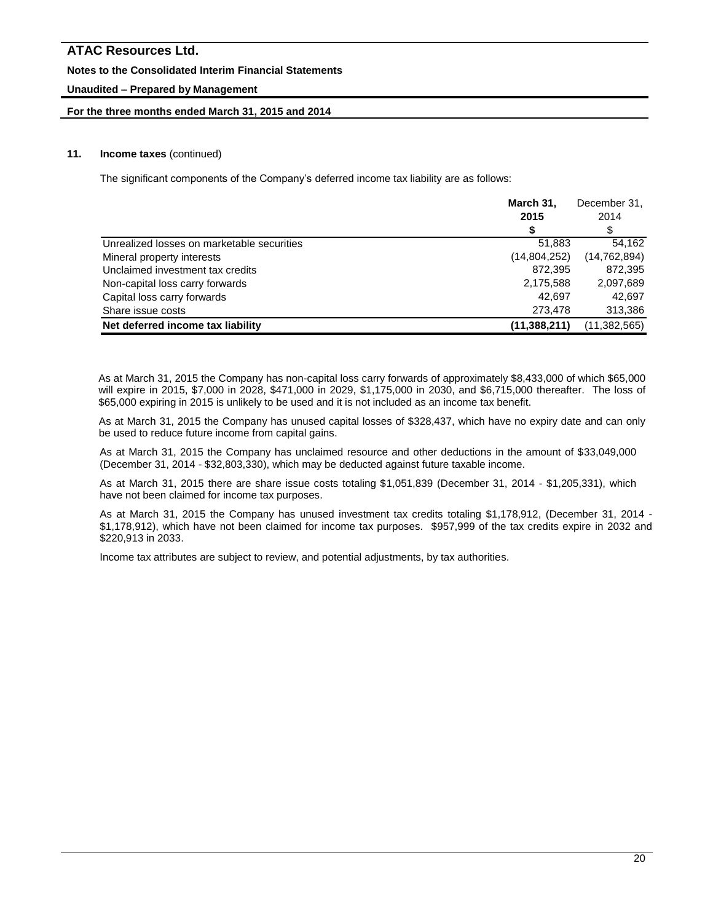## 11. Income taxes (continued)

The significant components of the Company's deferred income tax liability are as follows:

| | **March 31, 2015** | December 31, 2014 |
|---|---|---|
| | **$** | $ |
| Unrealized losses on marketable securities | 51,883 | 54,162 |
| Mineral property interests | (14,804,252) | (14,762,894) |
| Unclaimed investment tax credits | 872,395 | 872,395 |
| Non-capital loss carry forwards | 2,175,588 | 2,097,689 |
| Capital loss carry forwards | 42,697 | 42,697 |
| Share issue costs | 273,478 | 313,386 |
| **Net deferred income tax liability** | **(11,388,211)** | (11,382,565) |

As at March 31, 2015 the Company has non-capital loss carry forwards of approximately $8,433,000 of which $65,000 will expire in 2015, $7,000 in 2028, $471,000 in 2029, $1,175,000 in 2030, and $6,715,000 thereafter. The loss of $65,000 expiring in 2015 is unlikely to be used and it is not included as an income tax benefit.

As at March 31, 2015 the Company has unused capital losses of $328,437, which have no expiry date and can only be used to reduce future income from capital gains.

As at March 31, 2015 the Company has unclaimed resource and other deductions in the amount of $33,049,000 (December 31, 2014 - $32,803,330), which may be deducted against future taxable income.

As at March 31, 2015 there are share issue costs totaling $1,051,839 (December 31, 2014 - $1,205,331), which have not been claimed for income tax purposes.

As at March 31, 2015 the Company has unused investment tax credits totaling $1,178,912, (December 31, 2014 - $1,178,912), which have not been claimed for income tax purposes. $957,999 of the tax credits expire in 2032 and $220,913 in 2033.

Income tax attributes are subject to review, and potential adjustments, by tax authorities.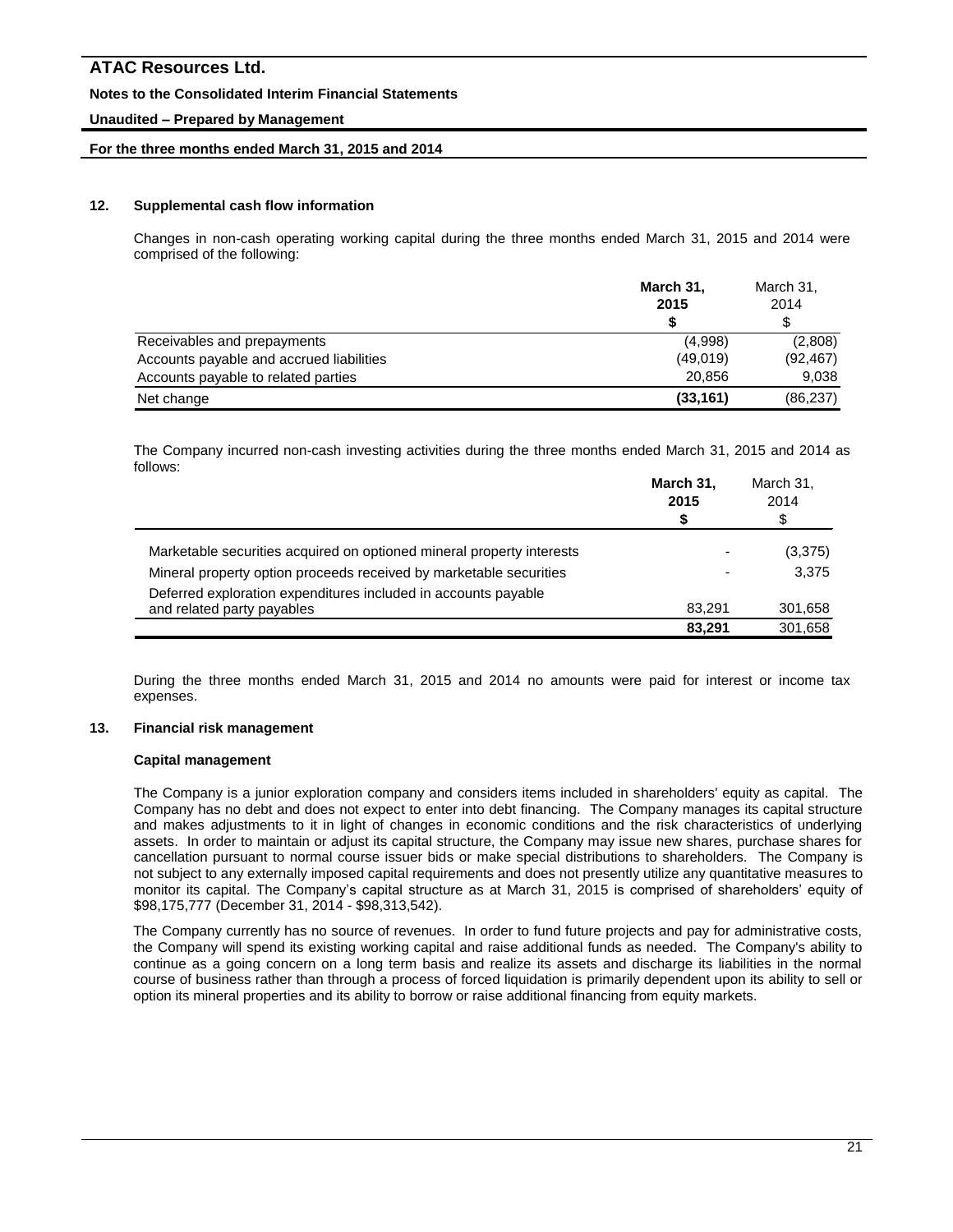## 12. Supplemental cash flow information

Changes in non-cash operating working capital during the three months ended March 31, 2015 and 2014 were comprised of the following:

| | **March 31, 2015** | March 31, 2014 |
|---|---|---|
| | **$** | $ |
| Receivables and prepayments | (4,998) | (2,808) |
| Accounts payable and accrued liabilities | (49,019) | (92,467) |
| Accounts payable to related parties | 20,856 | 9,038 |
| Net change | **(33,161)** | (86,237) |

The Company incurred non-cash investing activities during the three months ended March 31, 2015 and 2014 as follows:

| | **March 31, 2015** | March 31, 2014 |
|---|---|---|
| | **$** | $ |
| Marketable securities acquired on optioned mineral property interests | - | (3,375) |
| Mineral property option proceeds received by marketable securities | - | 3,375 |
| Deferred exploration expenditures included in accounts payable and related party payables | 83,291 | 301,658 |
| | **83,291** | 301,658 |

During the three months ended March 31, 2015 and 2014 no amounts were paid for interest or income tax expenses.

## 13. Financial risk management

### Capital management

The Company is a junior exploration company and considers items included in shareholders' equity as capital. The Company has no debt and does not expect to enter into debt financing. The Company manages its capital structure and makes adjustments to it in light of changes in economic conditions and the risk characteristics of underlying assets. In order to maintain or adjust its capital structure, the Company may issue new shares, purchase shares for cancellation pursuant to normal course issuer bids or make special distributions to shareholders. The Company is not subject to any externally imposed capital requirements and does not presently utilize any quantitative measures to monitor its capital. The Company's capital structure as at March 31, 2015 is comprised of shareholders' equity of $98,175,777 (December 31, 2014 - $98,313,542).

The Company currently has no source of revenues. In order to fund future projects and pay for administrative costs, the Company will spend its existing working capital and raise additional funds as needed. The Company's ability to continue as a going concern on a long term basis and realize its assets and discharge its liabilities in the normal course of business rather than through a process of forced liquidation is primarily dependent upon its ability to sell or option its mineral properties and its ability to borrow or raise additional financing from equity markets.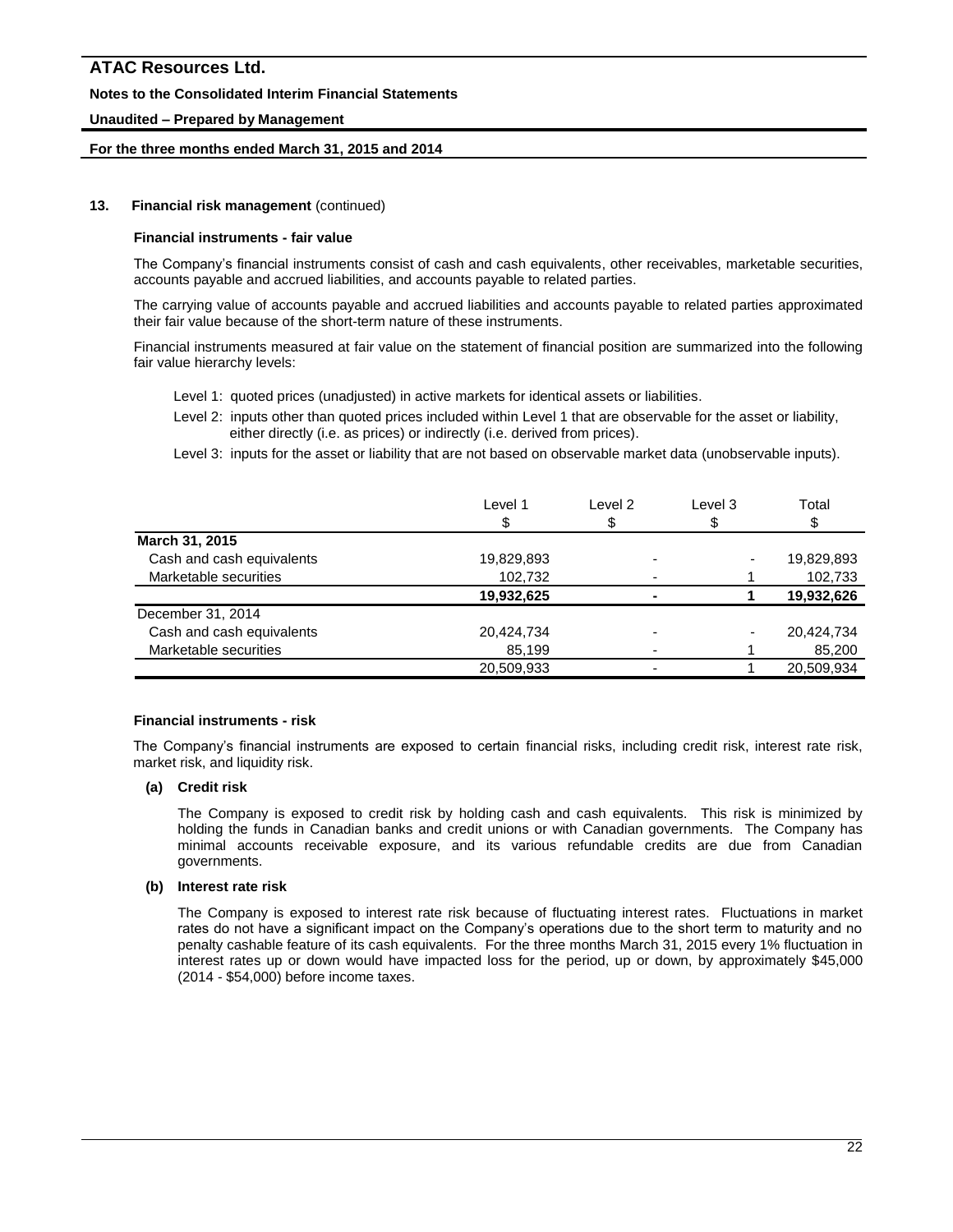## 13. Financial risk management (continued)

### Financial instruments - fair value

The Company's financial instruments consist of cash and cash equivalents, other receivables, marketable securities, accounts payable and accrued liabilities, and accounts payable to related parties.

The carrying value of accounts payable and accrued liabilities and accounts payable to related parties approximated their fair value because of the short-term nature of these instruments.

Financial instruments measured at fair value on the statement of financial position are summarized into the following fair value hierarchy levels:

- Level 1: quoted prices (unadjusted) in active markets for identical assets or liabilities.
- Level 2: inputs other than quoted prices included within Level 1 that are observable for the asset or liability, either directly (i.e. as prices) or indirectly (i.e. derived from prices).
- Level 3: inputs for the asset or liability that are not based on observable market data (unobservable inputs).

| | Level 1<br>$ | Level 2<br>$ | Level 3<br>$ | Total<br>$ |
|---|---|---|---|---|
| **March 31, 2015** | | | | |
| Cash and cash equivalents | 19,829,893 | - | - | 19,829,893 |
| Marketable securities | 102,732 | - | 1 | 102,733 |
| | **19,932,625** | **-** | **1** | **19,932,626** |
| December 31, 2014 | | | | |
| Cash and cash equivalents | 20,424,734 | - | - | 20,424,734 |
| Marketable securities | 85,199 | - | 1 | 85,200 |
| | 20,509,933 | - | 1 | 20,509,934 |

### Financial instruments - risk

The Company's financial instruments are exposed to certain financial risks, including credit risk, interest rate risk, market risk, and liquidity risk.

**(a) Credit risk**

The Company is exposed to credit risk by holding cash and cash equivalents. This risk is minimized by holding the funds in Canadian banks and credit unions or with Canadian governments. The Company has minimal accounts receivable exposure, and its various refundable credits are due from Canadian governments.

**(b) Interest rate risk**

The Company is exposed to interest rate risk because of fluctuating interest rates. Fluctuations in market rates do not have a significant impact on the Company's operations due to the short term to maturity and no penalty cashable feature of its cash equivalents. For the three months March 31, 2015 every 1% fluctuation in interest rates up or down would have impacted loss for the period, up or down, by approximately $45,000 (2014 - $54,000) before income taxes.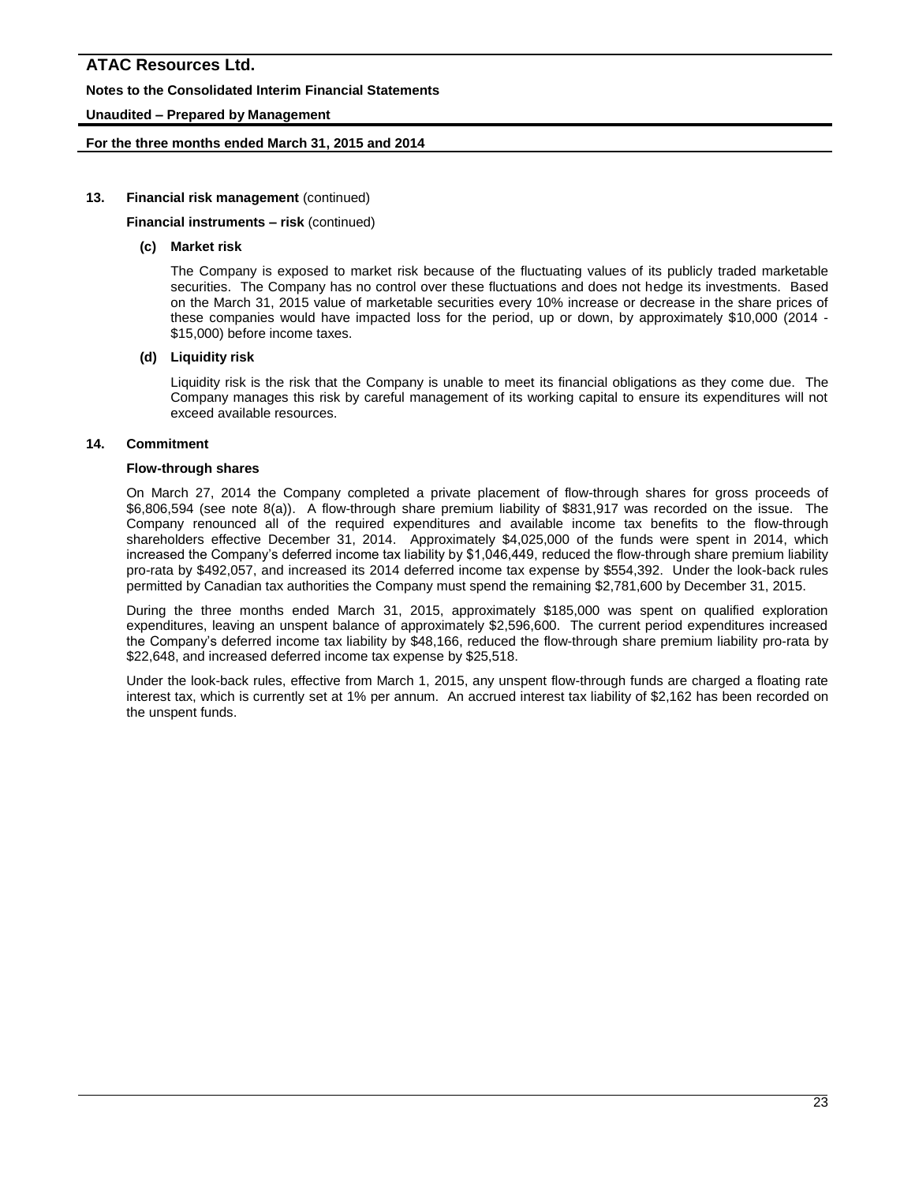## 13. Financial risk management (continued)

**Financial instruments – risk** (continued)

### (c) Market risk

The Company is exposed to market risk because of the fluctuating values of its publicly traded marketable securities. The Company has no control over these fluctuations and does not hedge its investments. Based on the March 31, 2015 value of marketable securities every 10% increase or decrease in the share prices of these companies would have impacted loss for the period, up or down, by approximately $10,000 (2014 - $15,000) before income taxes.

### (d) Liquidity risk

Liquidity risk is the risk that the Company is unable to meet its financial obligations as they come due. The Company manages this risk by careful management of its working capital to ensure its expenditures will not exceed available resources.

## 14. Commitment

**Flow-through shares**

On March 27, 2014 the Company completed a private placement of flow-through shares for gross proceeds of $6,806,594 (see note 8(a)). A flow-through share premium liability of $831,917 was recorded on the issue. The Company renounced all of the required expenditures and available income tax benefits to the flow-through shareholders effective December 31, 2014. Approximately $4,025,000 of the funds were spent in 2014, which increased the Company's deferred income tax liability by $1,046,449, reduced the flow-through share premium liability pro-rata by $492,057, and increased its 2014 deferred income tax expense by $554,392. Under the look-back rules permitted by Canadian tax authorities the Company must spend the remaining $2,781,600 by December 31, 2015.

During the three months ended March 31, 2015, approximately $185,000 was spent on qualified exploration expenditures, leaving an unspent balance of approximately $2,596,600. The current period expenditures increased the Company's deferred income tax liability by $48,166, reduced the flow-through share premium liability pro-rata by $22,648, and increased deferred income tax expense by $25,518.

Under the look-back rules, effective from March 1, 2015, any unspent flow-through funds are charged a floating rate interest tax, which is currently set at 1% per annum. An accrued interest tax liability of $2,162 has been recorded on the unspent funds.